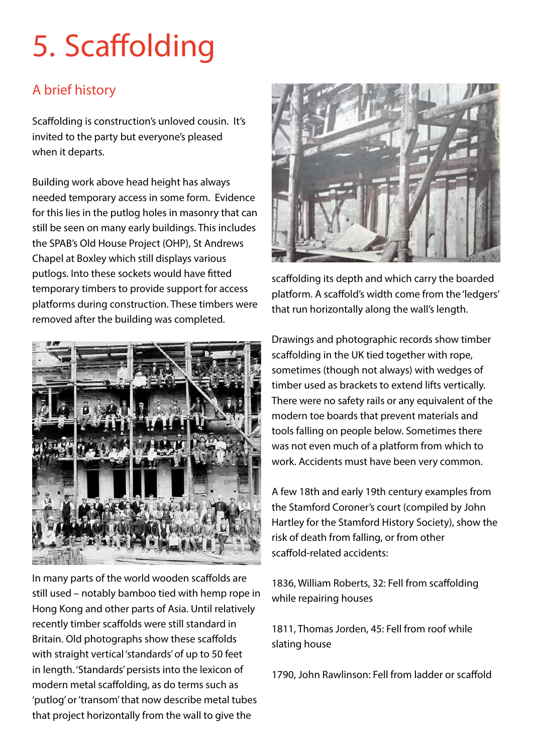# 5. Scaffolding

## A brief history

Scaffolding is construction's unloved cousin. It's invited to the party but everyone's pleased when it departs.

Building work above head height has always needed temporary access in some form. Evidence for this lies in the putlog holes in masonry that can still be seen on many early buildings. This includes the SPAB's Old House Project (OHP), St Andrews Chapel at Boxley which still displays various putlogs. Into these sockets would have fitted temporary timbers to provide support for access platforms during construction. These timbers were removed after the building was completed.

In many parts of the world wooden scaffolds are still used – notably bamboo tied with hemp rope in Hong Kong and other parts of Asia. Until relatively recently timber scaffolds were still standard in Britain. Old photographs show these scaffolds with straight vertical 'standards' of up to 50 feet in length. 'Standards' persists into the lexicon of modern metal scaffolding, as do terms such as 'putlog' or 'transom' that now describe metal tubes that project horizontally from the wall to give the scaffolding its depth and which carry the boarded platform. A scaffold's width come from the 'ledgers' that run horizontally along the wall's length.

Drawings and photographic records show timber scaffolding in the UK tied together with rope, sometimes (though not always) with wedges of timber used as brackets to extend lifts vertically. There were no safety rails or any equivalent of the modern toe boards that prevent materials and tools falling on people below. Sometimes there was not even much of a platform from which to work. Accidents must have been very common.

A few 18th and early 19th century examples from the Stamford Coroner's court (compiled by John Hartley for the Stamford History Society), show the risk of death from falling, or from other scaffold-related accidents:

1836, William Roberts, 32: Fell from scaffolding while repairing houses

1811, Thomas Jorden, 45: Fell from roof while slating house

1790, John Rawlinson: Fell from ladder or scaffold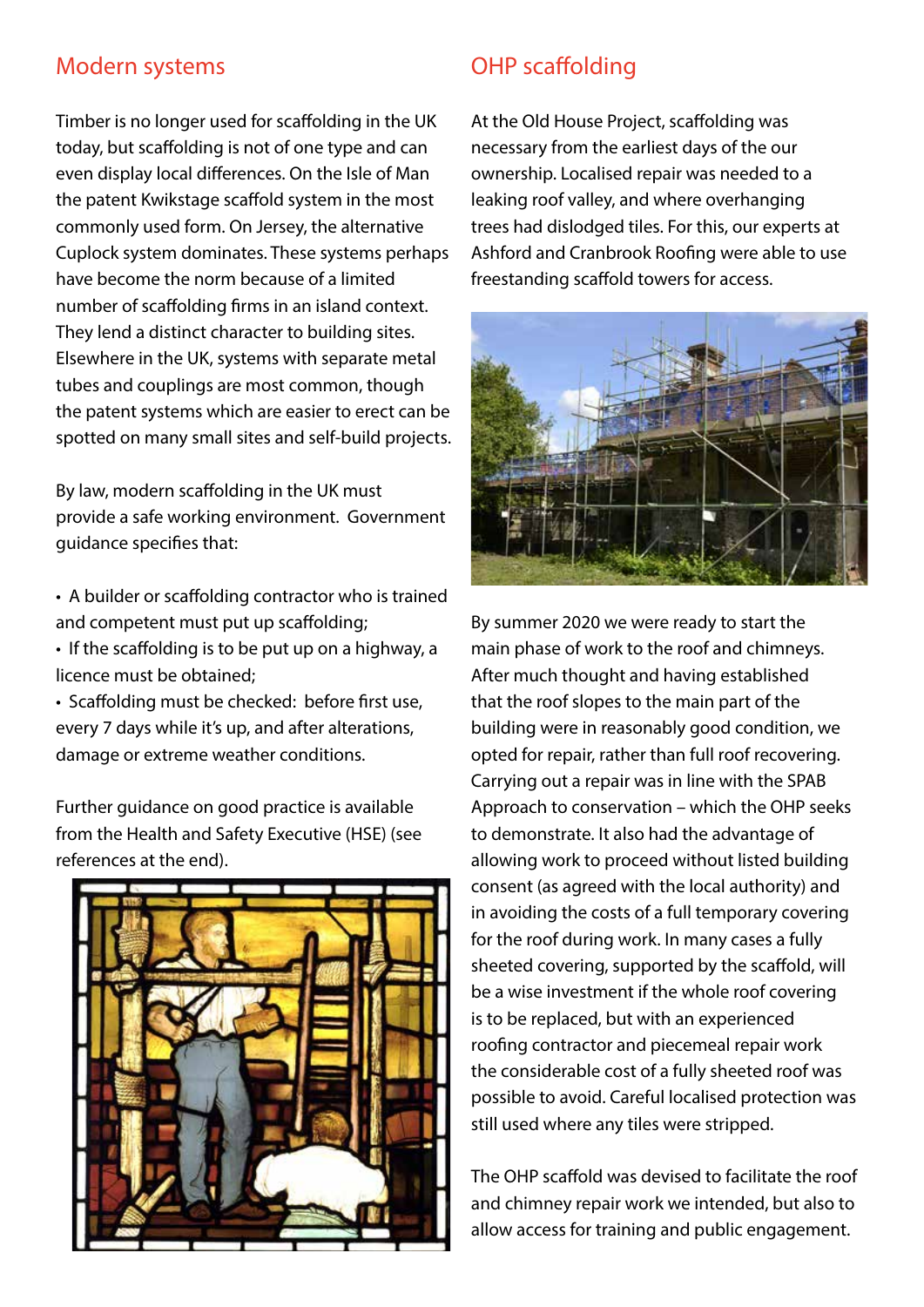## Modern systems

Timber is no longer used for scaffolding in the UK today, but scaffolding is not of one type and can even display local differences. On the Isle of Man the patent Kwikstage scaffold system in the most commonly used form. On Jersey, the alternative Cuplock system dominates. These systems perhaps have become the norm because of a limited number of scaffolding firms in an island context. They lend a distinct character to building sites. Elsewhere in the UK, systems with separate metal tubes and couplings are most common, though the patent systems which are easier to erect can be spotted on many small sites and self-build projects.

By law, modern scaffolding in the UK must provide a safe working environment. Government guidance specifies that:

- A builder or scaffolding contractor who is trained and competent must put up scaffolding;
- If the scaffolding is to be put up on a highway, a licence must be obtained;
- Scaffolding must be checked: before first use, every 7 days while it's up, and after alterations, damage or extreme weather conditions.

Further guidance on good practice is available from the Health and Safety Executive (HSE) (see references at the end).

## OHP scaffolding

At the Old House Project, scaffolding was necessary from the earliest days of the our ownership. Localised repair was needed to a leaking roof valley, and where overhanging trees had dislodged tiles. For this, our experts at Ashford and Cranbrook Roofing were able to use freestanding scaffold towers for access.

By summer 2020 we were ready to start the main phase of work to the roof and chimneys. After much thought and having established that the roof slopes to the main part of the building were in reasonably good condition, we opted for repair, rather than full roof recovering. Carrying out a repair was in line with the SPAB Approach to conservation – which the OHP seeks to demonstrate. It also had the advantage of allowing work to proceed without listed building consent (as agreed with the local authority) and in avoiding the costs of a full temporary covering for the roof during work. In many cases a fully sheeted covering, supported by the scaffold, will be a wise investment if the whole roof covering is to be replaced, but with an experienced roofing contractor and piecemeal repair work the considerable cost of a fully sheeted roof was possible to avoid. Careful localised protection was still used where any tiles were stripped.

The OHP scaffold was devised to facilitate the roof and chimney repair work we intended, but also to allow access for training and public engagement.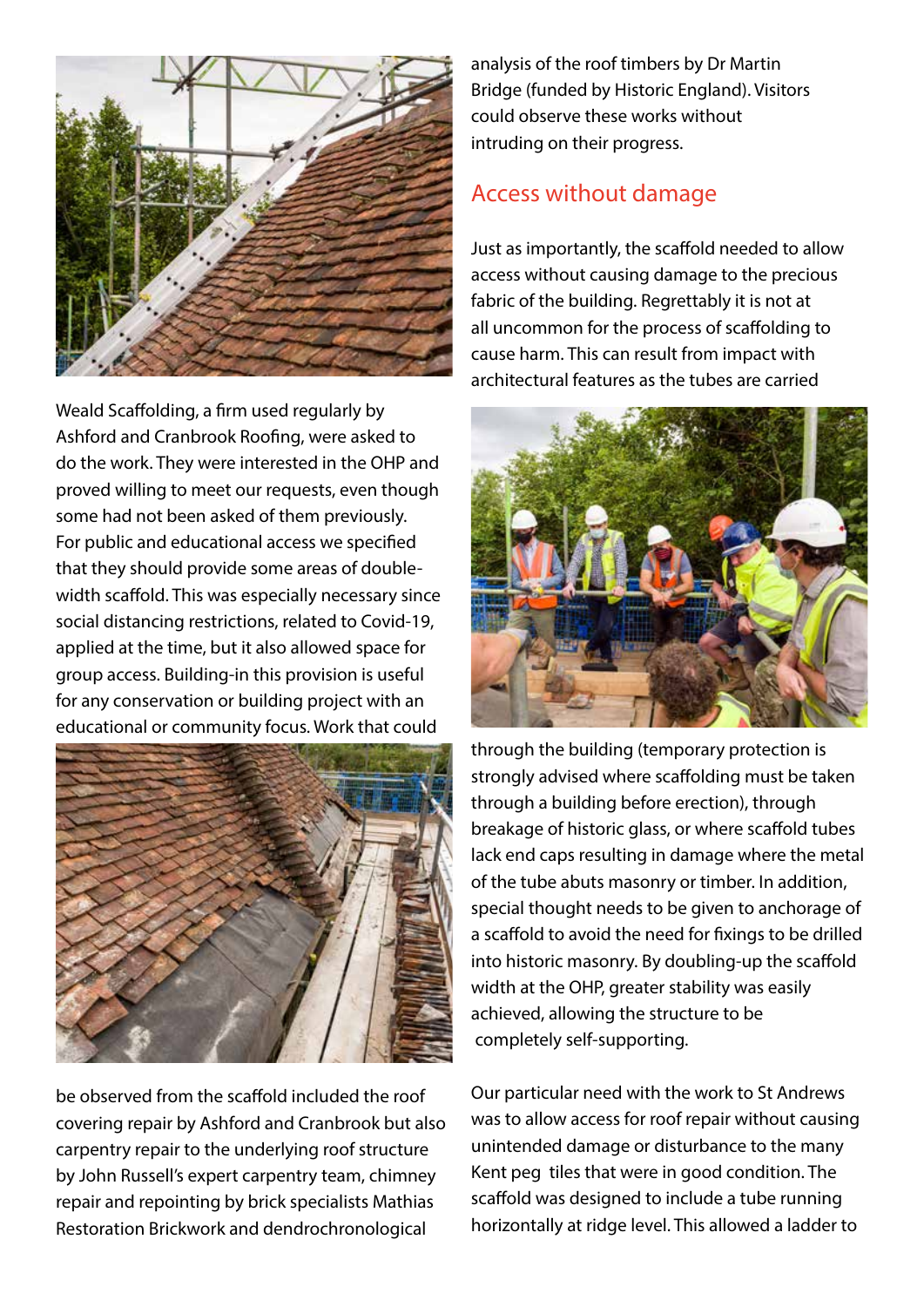Weald Scaffolding, a firm used regularly by Ashford and Cranbrook Roofing, were asked to do the work. They were interested in the OHP and proved willing to meet our requests, even though some had not been asked of them previously. For public and educational access we specified that they should provide some areas of double-width scaffold. This was especially necessary since social distancing restrictions, related to Covid-19, applied at the time, but it also allowed space for group access. Building-in this provision is useful for any conservation or building project with an educational or community focus. Work that could be observed from the scaffold included the roof covering repair by Ashford and Cranbrook but also carpentry repair to the underlying roof structure by John Russell's expert carpentry team, chimney repair and repointing by brick specialists Mathias Restoration Brickwork and dendrochronological analysis of the roof timbers by Dr Martin Bridge (funded by Historic England). Visitors could observe these works without intruding on their progress.

## Access without damage

Just as importantly, the scaffold needed to allow access without causing damage to the precious fabric of the building. Regrettably it is not at all uncommon for the process of scaffolding to cause harm. This can result from impact with architectural features as the tubes are carried through the building (temporary protection is strongly advised where scaffolding must be taken through a building before erection), through breakage of historic glass, or where scaffold tubes lack end caps resulting in damage where the metal of the tube abuts masonry or timber. In addition, special thought needs to be given to anchorage of a scaffold to avoid the need for fixings to be drilled into historic masonry. By doubling-up the scaffold width at the OHP, greater stability was easily achieved, allowing the structure to be completely self-supporting.

Our particular need with the work to St Andrews was to allow access for roof repair without causing unintended damage or disturbance to the many Kent peg tiles that were in good condition. The scaffold was designed to include a tube running horizontally at ridge level. This allowed a ladder to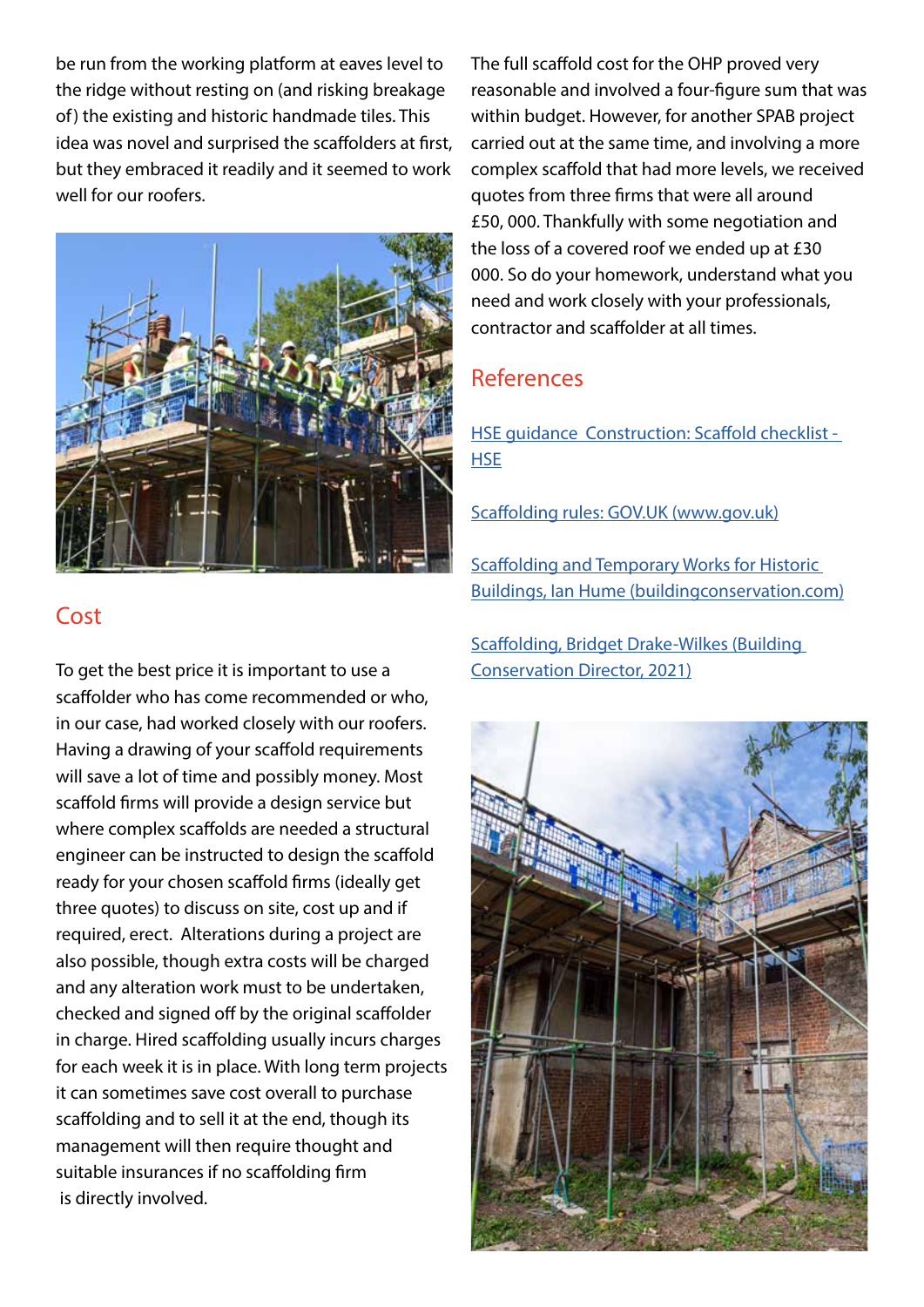be run from the working platform at eaves level to the ridge without resting on (and risking breakage of) the existing and historic handmade tiles. This idea was novel and surprised the scaffolders at first, but they embraced it readily and it seemed to work well for our roofers.

## Cost

To get the best price it is important to use a scaffolder who has come recommended or who, in our case, had worked closely with our roofers. Having a drawing of your scaffold requirements will save a lot of time and possibly money. Most scaffold firms will provide a design service but where complex scaffolds are needed a structural engineer can be instructed to design the scaffold ready for your chosen scaffold firms (ideally get three quotes) to discuss on site, cost up and if required, erect. Alterations during a project are also possible, though extra costs will be charged and any alteration work must to be undertaken, checked and signed off by the original scaffolder in charge. Hired scaffolding usually incurs charges for each week it is in place. With long term projects it can sometimes save cost overall to purchase scaffolding and to sell it at the end, though its management will then require thought and suitable insurances if no scaffolding firm is directly involved.

The full scaffold cost for the OHP proved very reasonable and involved a four-figure sum that was within budget. However, for another SPAB project carried out at the same time, and involving a more complex scaffold that had more levels, we received quotes from three firms that were all around £50, 000. Thankfully with some negotiation and the loss of a covered roof we ended up at £30 000. So do your homework, understand what you need and work closely with your professionals, contractor and scaffolder at all times.

## References

HSE guidance Construction: Scaffold checklist - HSE

Scaffolding rules: GOV.UK (www.gov.uk)

Scaffolding and Temporary Works for Historic Buildings, Ian Hume (buildingconservation.com)

Scaffolding, Bridget Drake-Wilkes (Building Conservation Director, 2021)